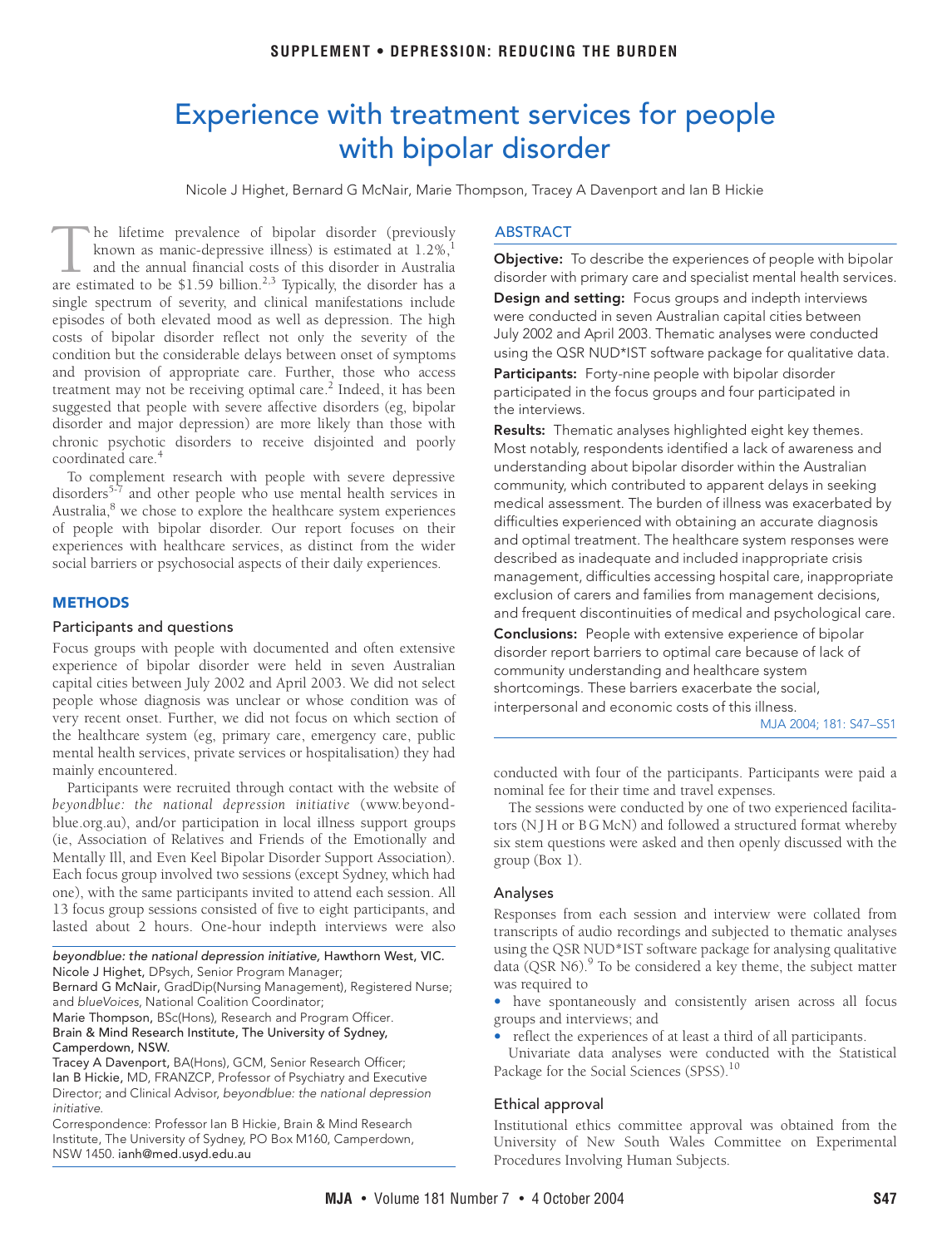# Experience with treatment services for people with bipolar disorder

Nicole J Highet, Bernard G McNair, Marie Thompson, Tracey A Davenport and Ian B Hickie

## ABSTRACT

**Objective:** To describe the experiences of people with bipolar disorder with primary care and specialist mental health services.

**Design and setting:** Focus groups and indepth interviews were conducted in seven Australian capital cities between July 2002 and April 2003. Thematic analyses were conducted using the QSR NUD*IST software package for qualitative data.

**Participants:** Forty-nine people with bipolar disorder participated in the focus groups and four participated in the interviews.

**Results:** Thematic analyses highlighted eight key themes. Most notably, respondents identified a lack of awareness and understanding about bipolar disorder within the Australian community, which contributed to apparent delays in seeking medical assessment. The burden of illness was exacerbated by difficulties experienced with obtaining an accurate diagnosis and optimal treatment. The healthcare system responses were described as inadequate and included inappropriate crisis management, difficulties accessing hospital care, inappropriate exclusion of carers and families from management decisions, and frequent discontinuities of medical and psychological care.

**Conclusions:** People with extensive experience of bipolar disorder report barriers to optimal care because of lack of community understanding and healthcare system shortcomings. These barriers exacerbate the social, interpersonal and economic costs of this illness.

MJA 2004; 181: S47–S51

The lifetime prevalence of bipolar disorder (previously known as manic-depressive illness) is estimated at 1.2%,[1] and the annual financial costs of this disorder in Australia are estimated to be $1.59 billion.[2,3] Typically, the disorder has a single spectrum of severity, and clinical manifestations include episodes of both elevated mood as well as depression. The high costs of bipolar disorder reflect not only the severity of the condition but the considerable delays between onset of symptoms and provision of appropriate care. Further, those who access treatment may not be receiving optimal care.[2] Indeed, it has been suggested that people with severe affective disorders (eg, bipolar disorder and major depression) are more likely than those with chronic psychotic disorders to receive disjointed and poorly coordinated care.[4]

To complement research with people with severe depressive disorders[5-7] and other people who use mental health services in Australia,[8] we chose to explore the healthcare system experiences of people with bipolar disorder. Our report focuses on their experiences with healthcare services, as distinct from the wider social barriers or psychosocial aspects of their daily experiences.

## METHODS

### Participants and questions

Focus groups with people with documented and often extensive experience of bipolar disorder were held in seven Australian capital cities between July 2002 and April 2003. We did not select people whose diagnosis was unclear or whose condition was of very recent onset. Further, we did not focus on which section of the healthcare system (eg, primary care, emergency care, public mental health services, private services or hospitalisation) they had mainly encountered.

Participants were recruited through contact with the website of *beyondblue: the national depression initiative* (www.beyondblue.org.au), and/or participation in local illness support groups (ie, Association of Relatives and Friends of the Emotionally and Mentally Ill, and Even Keel Bipolar Disorder Support Association). Each focus group involved two sessions (except Sydney, which had one), with the same participants invited to attend each session. All 13 focus group sessions consisted of five to eight participants, and lasted about 2 hours. One-hour indepth interviews were also conducted with four of the participants. Participants were paid a nominal fee for their time and travel expenses.

The sessions were conducted by one of two experienced facilitators (N J H or B G McN) and followed a structured format whereby six stem questions were asked and then openly discussed with the group (Box 1).

### Analyses

Responses from each session and interview were collated from transcripts of audio recordings and subjected to thematic analyses using the QSR NUD*IST software package for analysing qualitative data (QSR N6).[9] To be considered a key theme, the subject matter was required to

- have spontaneously and consistently arisen across all focus groups and interviews; and
- reflect the experiences of at least a third of all participants.

Univariate data analyses were conducted with the Statistical Package for the Social Sciences (SPSS).[10]

### Ethical approval

Institutional ethics committee approval was obtained from the University of New South Wales Committee on Experimental Procedures Involving Human Subjects.

*beyondblue: the national depression initiative,* Hawthorn West, VIC.
Nicole J Highet, DPsych, Senior Program Manager;
Bernard G McNair, GradDip(Nursing Management), Registered Nurse; and *blueVoices*, National Coalition Coordinator;
Marie Thompson, BSc(Hons), Research and Program Officer.
Brain & Mind Research Institute, The University of Sydney, Camperdown, NSW.
Tracey A Davenport, BA(Hons), GCM, Senior Research Officer;
Ian B Hickie, MD, FRANZCP, Professor of Psychiatry and Executive Director; and Clinical Advisor, *beyondblue: the national depression initiative*.
Correspondence: Professor Ian B Hickie, Brain & Mind Research Institute, The University of Sydney, PO Box M160, Camperdown, NSW 1450. ianh@med.usyd.edu.au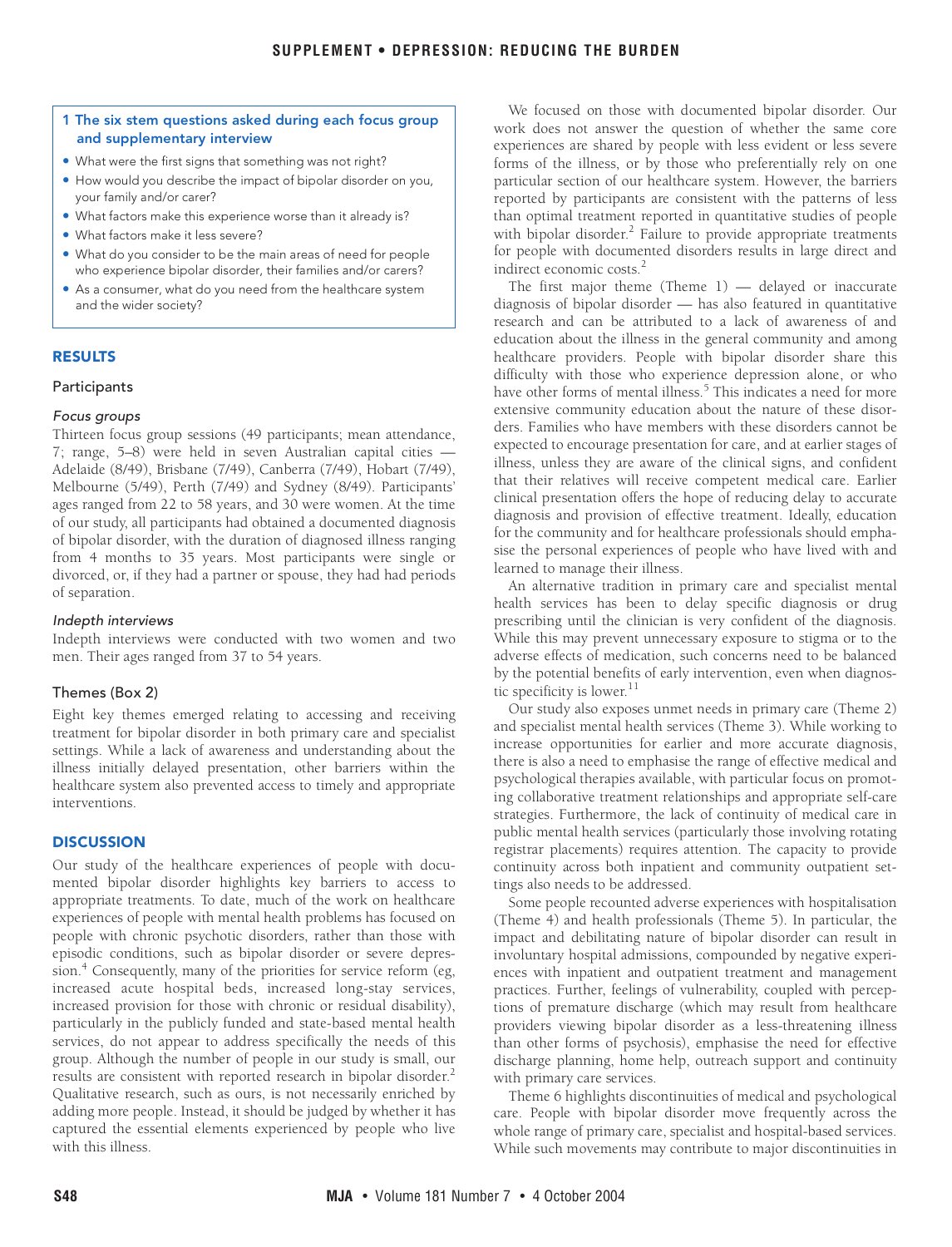**1 The six stem questions asked during each focus group and supplementary interview**

- What were the first signs that something was not right?
- How would you describe the impact of bipolar disorder on you, your family and/or carer?
- What factors make this experience worse than it already is?
- What factors make it less severe?
- What do you consider to be the main areas of need for people who experience bipolar disorder, their families and/or carers?
- As a consumer, what do you need from the healthcare system and the wider society?

## RESULTS

### Participants

#### *Focus groups*

Thirteen focus group sessions (49 participants; mean attendance, 7; range, 5–8) were held in seven Australian capital cities — Adelaide (8/49), Brisbane (7/49), Canberra (7/49), Hobart (7/49), Melbourne (5/49), Perth (7/49) and Sydney (8/49). Participants' ages ranged from 22 to 58 years, and 30 were women. At the time of our study, all participants had obtained a documented diagnosis of bipolar disorder, with the duration of diagnosed illness ranging from 4 months to 35 years. Most participants were single or divorced, or, if they had a partner or spouse, they had had periods of separation.

#### *Indepth interviews*

Indepth interviews were conducted with two women and two men. Their ages ranged from 37 to 54 years.

### Themes (Box 2)

Eight key themes emerged relating to accessing and receiving treatment for bipolar disorder in both primary care and specialist settings. While a lack of awareness and understanding about the illness initially delayed presentation, other barriers within the healthcare system also prevented access to timely and appropriate interventions.

## DISCUSSION

Our study of the healthcare experiences of people with documented bipolar disorder highlights key barriers to access to appropriate treatments. To date, much of the work on healthcare experiences of people with mental health problems has focused on people with chronic psychotic disorders, rather than those with episodic conditions, such as bipolar disorder or severe depression.[4] Consequently, many of the priorities for service reform (eg, increased acute hospital beds, increased long-stay services, increased provision for those with chronic or residual disability), particularly in the publicly funded and state-based mental health services, do not appear to address specifically the needs of this group. Although the number of people in our study is small, our results are consistent with reported research in bipolar disorder.[2] Qualitative research, such as ours, is not necessarily enriched by adding more people. Instead, it should be judged by whether it has captured the essential elements experienced by people who live with this illness.

We focused on those with documented bipolar disorder. Our work does not answer the question of whether the same core experiences are shared by people with less evident or less severe forms of the illness, or by those who preferentially rely on one particular section of our healthcare system. However, the barriers reported by participants are consistent with the patterns of less than optimal treatment reported in quantitative studies of people with bipolar disorder.[2] Failure to provide appropriate treatments for people with documented disorders results in large direct and indirect economic costs.[2]

The first major theme (Theme 1) — delayed or inaccurate diagnosis of bipolar disorder — has also featured in quantitative research and can be attributed to a lack of awareness of and education about the illness in the general community and among healthcare providers. People with bipolar disorder share this difficulty with those who experience depression alone, or who have other forms of mental illness.[5] This indicates a need for more extensive community education about the nature of these disorders. Families who have members with these disorders cannot be expected to encourage presentation for care, and at earlier stages of illness, unless they are aware of the clinical signs, and confident that their relatives will receive competent medical care. Earlier clinical presentation offers the hope of reducing delay to accurate diagnosis and provision of effective treatment. Ideally, education for the community and for healthcare professionals should emphasise the personal experiences of people who have lived with and learned to manage their illness.

An alternative tradition in primary care and specialist mental health services has been to delay specific diagnosis or drug prescribing until the clinician is very confident of the diagnosis. While this may prevent unnecessary exposure to stigma or to the adverse effects of medication, such concerns need to be balanced by the potential benefits of early intervention, even when diagnostic specificity is lower.[11]

Our study also exposes unmet needs in primary care (Theme 2) and specialist mental health services (Theme 3). While working to increase opportunities for earlier and more accurate diagnosis, there is also a need to emphasise the range of effective medical and psychological therapies available, with particular focus on promoting collaborative treatment relationships and appropriate self-care strategies. Furthermore, the lack of continuity of medical care in public mental health services (particularly those involving rotating registrar placements) requires attention. The capacity to provide continuity across both inpatient and community outpatient settings also needs to be addressed.

Some people recounted adverse experiences with hospitalisation (Theme 4) and health professionals (Theme 5). In particular, the impact and debilitating nature of bipolar disorder can result in involuntary hospital admissions, compounded by negative experiences with inpatient and outpatient treatment and management practices. Further, feelings of vulnerability, coupled with perceptions of premature discharge (which may result from healthcare providers viewing bipolar disorder as a less-threatening illness than other forms of psychosis), emphasise the need for effective discharge planning, home help, outreach support and continuity with primary care services.

Theme 6 highlights discontinuities of medical and psychological care. People with bipolar disorder move frequently across the whole range of primary care, specialist and hospital-based services. While such movements may contribute to major discontinuities in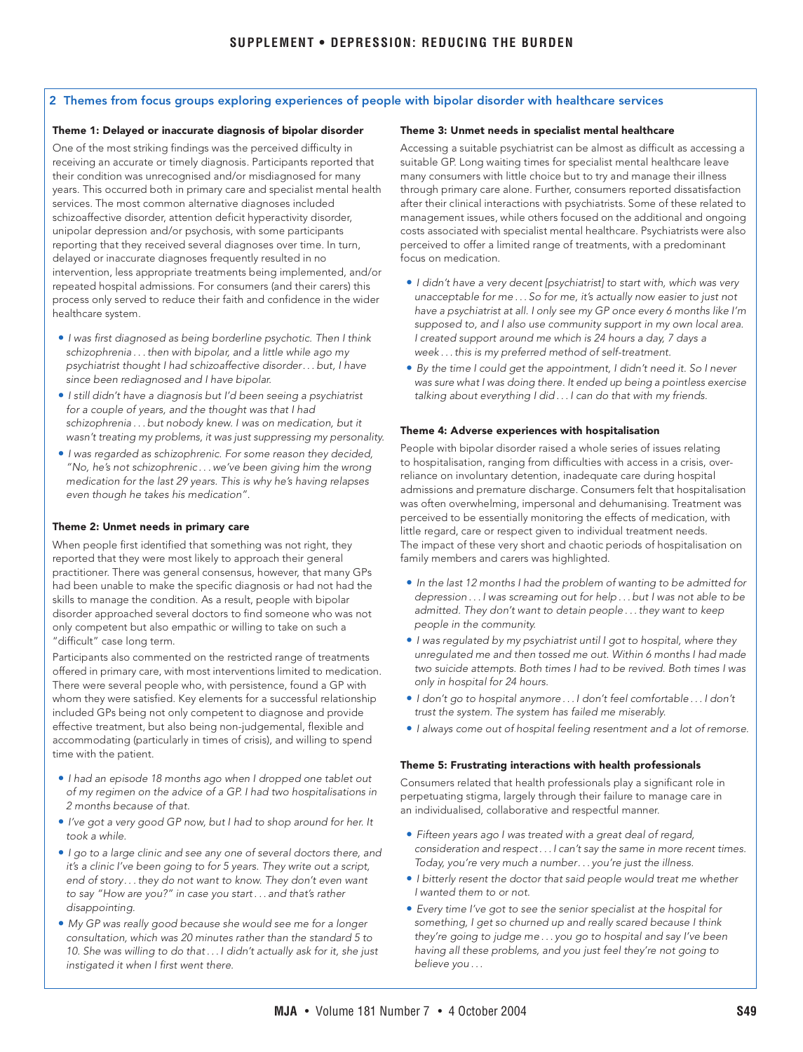## 2 Themes from focus groups exploring experiences of people with bipolar disorder with healthcare services

### Theme 1: Delayed or inaccurate diagnosis of bipolar disorder

One of the most striking findings was the perceived difficulty in receiving an accurate or timely diagnosis. Participants reported that their condition was unrecognised and/or misdiagnosed for many years. This occurred both in primary care and specialist mental health services. The most common alternative diagnoses included schizoaffective disorder, attention deficit hyperactivity disorder, unipolar depression and/or psychosis, with some participants reporting that they received several diagnoses over time. In turn, delayed or inaccurate diagnoses frequently resulted in no intervention, less appropriate treatments being implemented, and/or repeated hospital admissions. For consumers (and their carers) this process only served to reduce their faith and confidence in the wider healthcare system.

- *I was first diagnosed as being borderline psychotic. Then I think schizophrenia . . . then with bipolar, and a little while ago my psychiatrist thought I had schizoaffective disorder . . . but, I have since been rediagnosed and I have bipolar.*
- *I still didn't have a diagnosis but I'd been seeing a psychiatrist for a couple of years, and the thought was that I had schizophrenia . . . but nobody knew. I was on medication, but it wasn't treating my problems, it was just suppressing my personality.*
- *I was regarded as schizophrenic. For some reason they decided, "No, he's not schizophrenic . . . we've been giving him the wrong medication for the last 29 years. This is why he's having relapses even though he takes his medication".*

### Theme 2: Unmet needs in primary care

When people first identified that something was not right, they reported that they were most likely to approach their general practitioner. There was general consensus, however, that many GPs had been unable to make the specific diagnosis or had not had the skills to manage the condition. As a result, people with bipolar disorder approached several doctors to find someone who was not only competent but also empathic or willing to take on such a "difficult" case long term.

Participants also commented on the restricted range of treatments offered in primary care, with most interventions limited to medication. There were several people who, with persistence, found a GP with whom they were satisfied. Key elements for a successful relationship included GPs being not only competent to diagnose and provide effective treatment, but also being non-judgemental, flexible and accommodating (particularly in times of crisis), and willing to spend time with the patient.

- *I had an episode 18 months ago when I dropped one tablet out of my regimen on the advice of a GP. I had two hospitalisations in 2 months because of that.*
- *I've got a very good GP now, but I had to shop around for her. It took a while.*
- *I go to a large clinic and see any one of several doctors there, and it's a clinic I've been going to for 5 years. They write out a script, end of story . . . they do not want to know. They don't even want to say "How are you?" in case you start . . . and that's rather disappointing.*
- *My GP was really good because she would see me for a longer consultation, which was 20 minutes rather than the standard 5 to 10. She was willing to do that . . . I didn't actually ask for it, she just instigated it when I first went there.*

### Theme 3: Unmet needs in specialist mental healthcare

Accessing a suitable psychiatrist can be almost as difficult as accessing a suitable GP. Long waiting times for specialist mental healthcare leave many consumers with little choice but to try and manage their illness through primary care alone. Further, consumers reported dissatisfaction after their clinical interactions with psychiatrists. Some of these related to management issues, while others focused on the additional and ongoing costs associated with specialist mental healthcare. Psychiatrists were also perceived to offer a limited range of treatments, with a predominant focus on medication.

- *I didn't have a very decent [psychiatrist] to start with, which was very unacceptable for me . . . So for me, it's actually now easier to just not have a psychiatrist at all. I only see my GP once every 6 months like I'm supposed to, and I also use community support in my own local area. I created support around me which is 24 hours a day, 7 days a week . . . this is my preferred method of self-treatment.*
- *By the time I could get the appointment, I didn't need it. So I never was sure what I was doing there. It ended up being a pointless exercise talking about everything I did . . . I can do that with my friends.*

### Theme 4: Adverse experiences with hospitalisation

People with bipolar disorder raised a whole series of issues relating to hospitalisation, ranging from difficulties with access in a crisis, over-reliance on involuntary detention, inadequate care during hospital admissions and premature discharge. Consumers felt that hospitalisation was often overwhelming, impersonal and dehumanising. Treatment was perceived to be essentially monitoring the effects of medication, with little regard, care or respect given to individual treatment needs. The impact of these very short and chaotic periods of hospitalisation on family members and carers was highlighted.

- *In the last 12 months I had the problem of wanting to be admitted for depression . . . I was screaming out for help . . . but I was not able to be admitted. They don't want to detain people . . . they want to keep people in the community.*
- *I was regulated by my psychiatrist until I got to hospital, where they unregulated me and then tossed me out. Within 6 months I had made two suicide attempts. Both times I had to be revived. Both times I was only in hospital for 24 hours.*
- *I don't go to hospital anymore . . . I don't feel comfortable . . . I don't trust the system. The system has failed me miserably.*
- *I always come out of hospital feeling resentment and a lot of remorse.*

### Theme 5: Frustrating interactions with health professionals

Consumers related that health professionals play a significant role in perpetuating stigma, largely through their failure to manage care in an individualised, collaborative and respectful manner.

- *Fifteen years ago I was treated with a great deal of regard, consideration and respect . . . I can't say the same in more recent times. Today, you're very much a number . . . you're just the illness.*
- *I bitterly resent the doctor that said people would treat me whether I wanted them to or not.*
- *Every time I've got to see the senior specialist at the hospital for something, I get so churned up and really scared because I think they're going to judge me . . . you go to hospital and say I've been having all these problems, and you just feel they're not going to believe you . . .*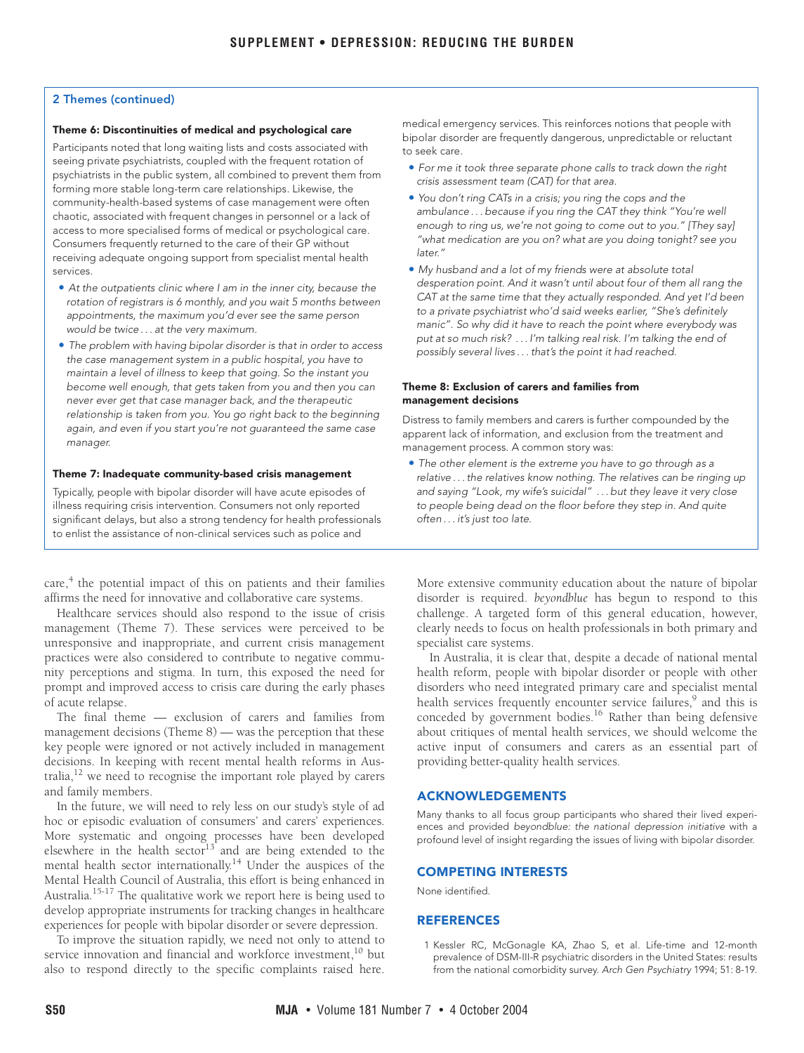## 2 Themes (continued)

### Theme 6: Discontinuities of medical and psychological care

Participants noted that long waiting lists and costs associated with seeing private psychiatrists, coupled with the frequent rotation of psychiatrists in the public system, all combined to prevent them from forming more stable long-term care relationships. Likewise, the community-health-based systems of case management were often chaotic, associated with frequent changes in personnel or a lack of access to more specialised forms of medical or psychological care. Consumers frequently returned to the care of their GP without receiving adequate ongoing support from specialist mental health services.

- *At the outpatients clinic where I am in the inner city, because the rotation of registrars is 6 monthly, and you wait 5 months between appointments, the maximum you'd ever see the same person would be twice . . . at the very maximum.*
- *The problem with having bipolar disorder is that in order to access the case management system in a public hospital, you have to maintain a level of illness to keep that going. So the instant you become well enough, that gets taken from you and then you can never ever get that case manager back, and the therapeutic relationship is taken from you. You go right back to the beginning again, and even if you start you're not guaranteed the same case manager.*

### Theme 7: Inadequate community-based crisis management

Typically, people with bipolar disorder will have acute episodes of illness requiring crisis intervention. Consumers not only reported significant delays, but also a strong tendency for health professionals to enlist the assistance of non-clinical services such as police and medical emergency services. This reinforces notions that people with bipolar disorder are frequently dangerous, unpredictable or reluctant to seek care.

- *For me it took three separate phone calls to track down the right crisis assessment team (CAT) for that area.*
- *You don't ring CATs in a crisis; you ring the cops and the ambulance . . . because if you ring the CAT they think "You're well enough to ring us, we're not going to come out to you." [They say] "what medication are you on? what are you doing tonight? see you later."*
- *My husband and a lot of my friends were at absolute total desperation point. And it wasn't until about four of them all rang the CAT at the same time that they actually responded. And yet I'd been to a private psychiatrist who'd said weeks earlier, "She's definitely manic". So why did it have to reach the point where everybody was put at so much risk? . . . I'm talking real risk. I'm talking the end of possibly several lives . . . that's the point it had reached.*

### Theme 8: Exclusion of carers and families from management decisions

Distress to family members and carers is further compounded by the apparent lack of information, and exclusion from the treatment and management process. A common story was:

- *The other element is the extreme you have to go through as a relative . . . the relatives know nothing. The relatives can be ringing up and saying "Look, my wife's suicidal" . . . but they leave it very close to people being dead on the floor before they step in. And quite often . . . it's just too late.*

care,[4] the potential impact of this on patients and their families affirms the need for innovative and collaborative care systems.

Healthcare services should also respond to the issue of crisis management (Theme 7). These services were perceived to be unresponsive and inappropriate, and current crisis management practices were also considered to contribute to negative community perceptions and stigma. In turn, this exposed the need for prompt and improved access to crisis care during the early phases of acute relapse.

The final theme — exclusion of carers and families from management decisions (Theme 8) — was the perception that these key people were ignored or not actively included in management decisions. In keeping with recent mental health reforms in Australia,[12] we need to recognise the important role played by carers and family members.

In the future, we will need to rely less on our study's style of ad hoc or episodic evaluation of consumers' and carers' experiences. More systematic and ongoing processes have been developed elsewhere in the health sector[13] and are being extended to the mental health sector internationally.[14] Under the auspices of the Mental Health Council of Australia, this effort is being enhanced in Australia.[15-17] The qualitative work we report here is being used to develop appropriate instruments for tracking changes in healthcare experiences for people with bipolar disorder or severe depression.

To improve the situation rapidly, we need not only to attend to service innovation and financial and workforce investment,[10] but also to respond directly to the specific complaints raised here. More extensive community education about the nature of bipolar disorder is required. *beyondblue* has begun to respond to this challenge. A targeted form of this general education, however, clearly needs to focus on health professionals in both primary and specialist care systems.

In Australia, it is clear that, despite a decade of national mental health reform, people with bipolar disorder or people with other disorders who need integrated primary care and specialist mental health services frequently encounter service failures,[9] and this is conceded by government bodies.[16] Rather than being defensive about critiques of mental health services, we should welcome the active input of consumers and carers as an essential part of providing better-quality health services.

## ACKNOWLEDGEMENTS

Many thanks to all focus group participants who shared their lived experiences and provided *beyondblue: the national depression initiative* with a profound level of insight regarding the issues of living with bipolar disorder.

## COMPETING INTERESTS

None identified.

## REFERENCES

1 Kessler RC, McGonagle KA, Zhao S, et al. Life-time and 12-month prevalence of DSM-III-R psychiatric disorders in the United States: results from the national comorbidity survey. *Arch Gen Psychiatry* 1994; 51: 8-19.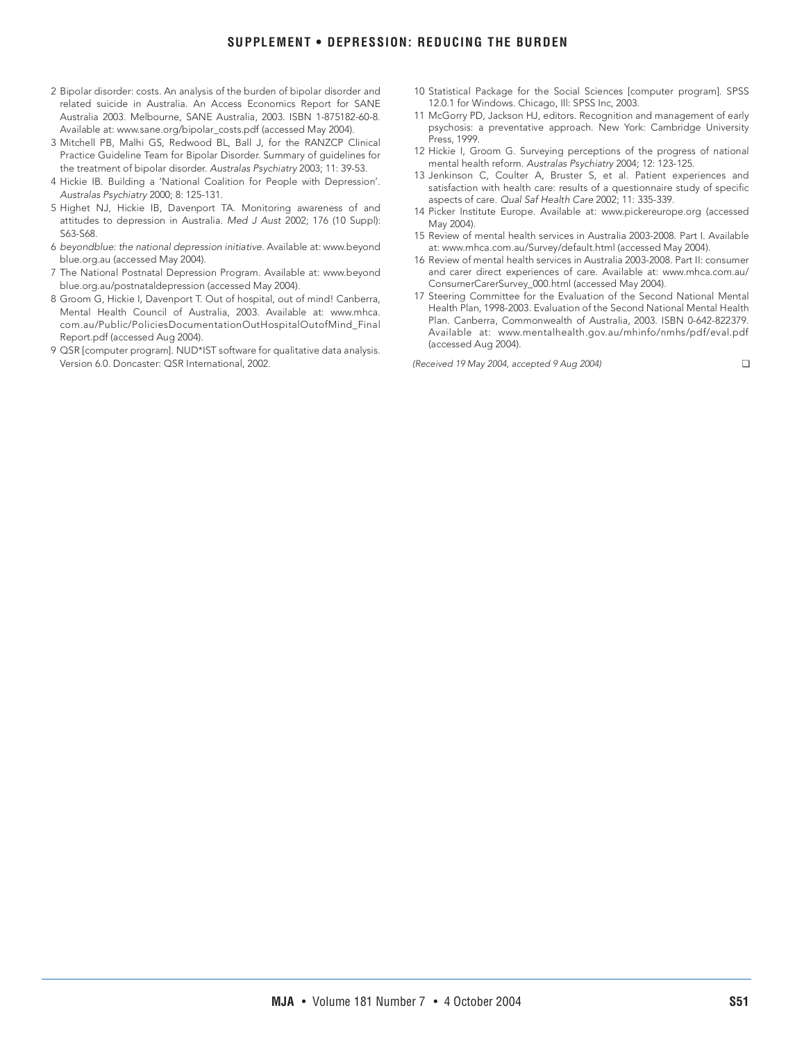2 Bipolar disorder: costs. An analysis of the burden of bipolar disorder and related suicide in Australia. An Access Economics Report for SANE Australia 2003. Melbourne, SANE Australia, 2003. ISBN 1-875182-60-8. Available at: www.sane.org/bipolar_costs.pdf (accessed May 2004).

3 Mitchell PB, Malhi GS, Redwood BL, Ball J, for the RANZCP Clinical Practice Guideline Team for Bipolar Disorder. Summary of guidelines for the treatment of bipolar disorder. *Australas Psychiatry* 2003; 11: 39-53.

4 Hickie IB. Building a 'National Coalition for People with Depression'. *Australas Psychiatry* 2000; 8: 125-131.

5 Highet NJ, Hickie IB, Davenport TA. Monitoring awareness of and attitudes to depression in Australia. *Med J Aust* 2002; 176 (10 Suppl): S63-S68.

6 *beyondblue: the national depression initiative*. Available at: www.beyondblue.org.au (accessed May 2004).

7 The National Postnatal Depression Program. Available at: www.beyondblue.org.au/postnataldepression (accessed May 2004).

8 Groom G, Hickie I, Davenport T. Out of hospital, out of mind! Canberra, Mental Health Council of Australia, 2003. Available at: www.mhca.com.au/Public/PoliciesDocumentationOutHospitalOutofMind_FinalReport.pdf (accessed Aug 2004).

9 QSR [computer program]. NUD*IST software for qualitative data analysis. Version 6.0. Doncaster: QSR International, 2002.

10 Statistical Package for the Social Sciences [computer program]. SPSS 12.0.1 for Windows. Chicago, Ill: SPSS Inc, 2003.

11 McGorry PD, Jackson HJ, editors. Recognition and management of early psychosis: a preventative approach. New York: Cambridge University Press, 1999.

12 Hickie I, Groom G. Surveying perceptions of the progress of national mental health reform. *Australas Psychiatry* 2004; 12: 123-125.

13 Jenkinson C, Coulter A, Bruster S, et al. Patient experiences and satisfaction with health care: results of a questionnaire study of specific aspects of care. *Qual Saf Health Care* 2002; 11: 335-339.

14 Picker Institute Europe. Available at: www.pickereurope.org (accessed May 2004).

15 Review of mental health services in Australia 2003-2008. Part I. Available at: www.mhca.com.au/Survey/default.html (accessed May 2004).

16 Review of mental health services in Australia 2003-2008. Part II: consumer and carer direct experiences of care. Available at: www.mhca.com.au/ConsumerCarerSurvey_000.html (accessed May 2004).

17 Steering Committee for the Evaluation of the Second National Mental Health Plan, 1998-2003. Evaluation of the Second National Mental Health Plan. Canberra, Commonwealth of Australia, 2003. ISBN 0-642-822379. Available at: www.mentalhealth.gov.au/mhinfo/nmhs/pdf/eval.pdf (accessed Aug 2004).

*(Received 19 May 2004, accepted 9 Aug 2004)* ❑